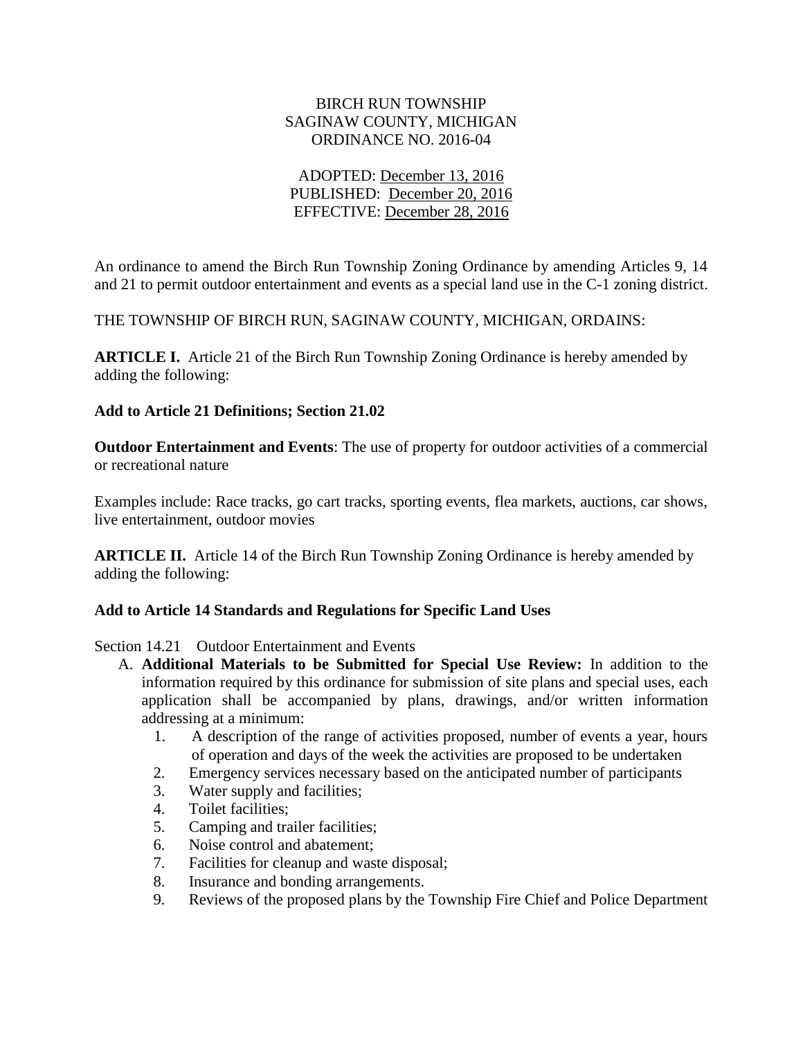BIRCH RUN TOWNSHIP
SAGINAW COUNTY, MICHIGAN
ORDINANCE NO. 2016-04

ADOPTED: December 13, 2016
PUBLISHED: December 20, 2016
EFFECTIVE: December 28, 2016

An ordinance to amend the Birch Run Township Zoning Ordinance by amending Articles 9, 14 and 21 to permit outdoor entertainment and events as a special land use in the C-1 zoning district.

THE TOWNSHIP OF BIRCH RUN, SAGINAW COUNTY, MICHIGAN, ORDAINS:

**ARTICLE I.** Article 21 of the Birch Run Township Zoning Ordinance is hereby amended by adding the following:

**Add to Article 21 Definitions; Section 21.02**

**Outdoor Entertainment and Events**: The use of property for outdoor activities of a commercial or recreational nature

Examples include: Race tracks, go cart tracks, sporting events, flea markets, auctions, car shows, live entertainment, outdoor movies

**ARTICLE II.** Article 14 of the Birch Run Township Zoning Ordinance is hereby amended by adding the following:

**Add to Article 14 Standards and Regulations for Specific Land Uses**

Section 14.21 Outdoor Entertainment and Events

A. **Additional Materials to be Submitted for Special Use Review:** In addition to the information required by this ordinance for submission of site plans and special uses, each application shall be accompanied by plans, drawings, and/or written information addressing at a minimum:
   1. A description of the range of activities proposed, number of events a year, hours of operation and days of the week the activities are proposed to be undertaken
   2. Emergency services necessary based on the anticipated number of participants
   3. Water supply and facilities;
   4. Toilet facilities;
   5. Camping and trailer facilities;
   6. Noise control and abatement;
   7. Facilities for cleanup and waste disposal;
   8. Insurance and bonding arrangements.
   9. Reviews of the proposed plans by the Township Fire Chief and Police Department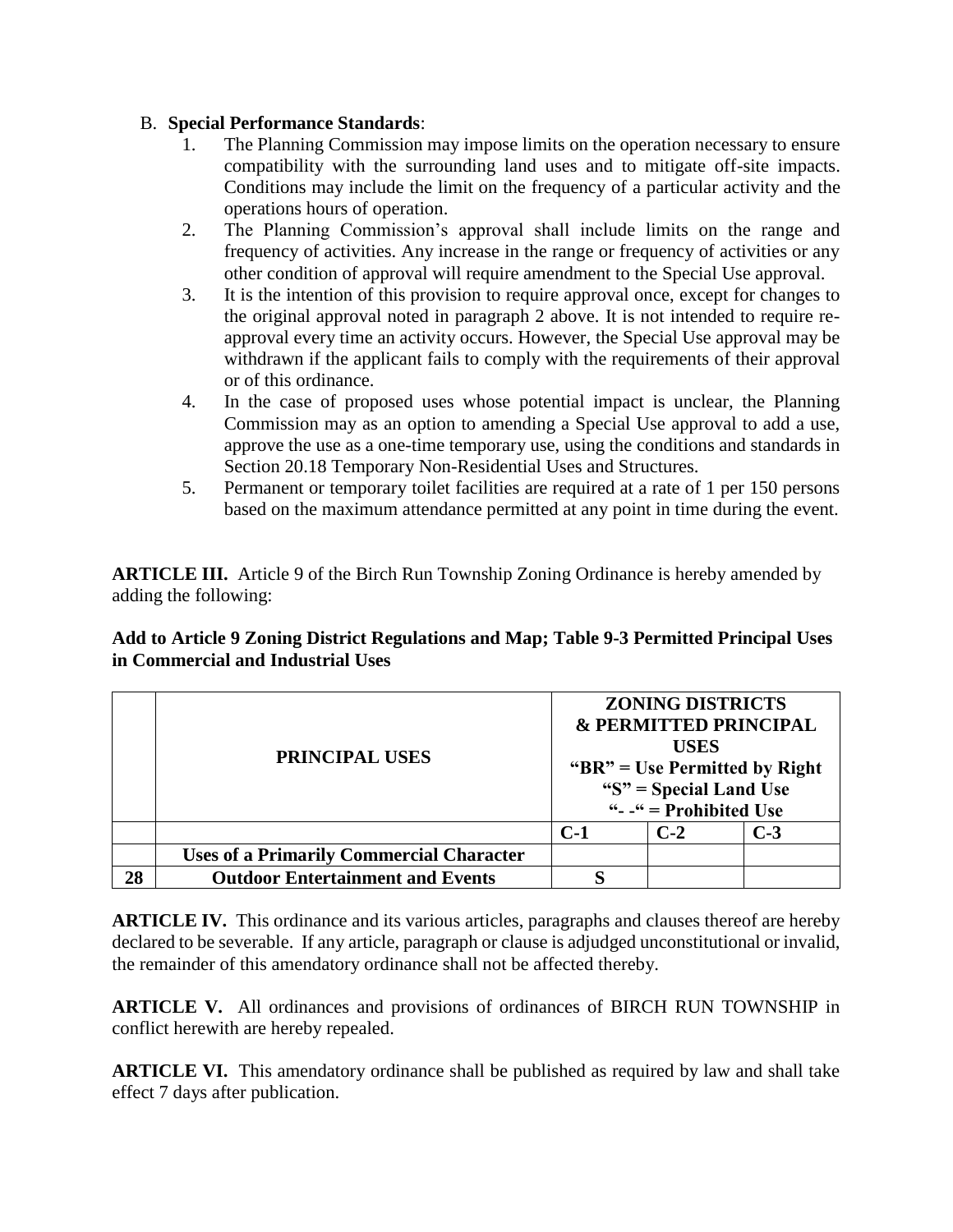B. **Special Performance Standards**:

1. The Planning Commission may impose limits on the operation necessary to ensure compatibility with the surrounding land uses and to mitigate off-site impacts. Conditions may include the limit on the frequency of a particular activity and the operations hours of operation.
2. The Planning Commission's approval shall include limits on the range and frequency of activities. Any increase in the range or frequency of activities or any other condition of approval will require amendment to the Special Use approval.
3. It is the intention of this provision to require approval once, except for changes to the original approval noted in paragraph 2 above. It is not intended to require re-approval every time an activity occurs. However, the Special Use approval may be withdrawn if the applicant fails to comply with the requirements of their approval or of this ordinance.
4. In the case of proposed uses whose potential impact is unclear, the Planning Commission may as an option to amending a Special Use approval to add a use, approve the use as a one-time temporary use, using the conditions and standards in Section 20.18 Temporary Non-Residential Uses and Structures.
5. Permanent or temporary toilet facilities are required at a rate of 1 per 150 persons based on the maximum attendance permitted at any point in time during the event.

**ARTICLE III.** Article 9 of the Birch Run Township Zoning Ordinance is hereby amended by adding the following:

**Add to Article 9 Zoning District Regulations and Map; Table 9-3 Permitted Principal Uses in Commercial and Industrial Uses**

| | **PRINCIPAL USES** | **ZONING DISTRICTS & PERMITTED PRINCIPAL USES "BR" = Use Permitted by Right "S" = Special Land Use "- -" = Prohibited Use** | | |
|---|---|---|---|---|
| | | **C-1** | **C-2** | **C-3** |
| | **Uses of a Primarily Commercial Character** | | | |
| **28** | **Outdoor Entertainment and Events** | **S** | | |

**ARTICLE IV.** This ordinance and its various articles, paragraphs and clauses thereof are hereby declared to be severable. If any article, paragraph or clause is adjudged unconstitutional or invalid, the remainder of this amendatory ordinance shall not be affected thereby.

**ARTICLE V.** All ordinances and provisions of ordinances of BIRCH RUN TOWNSHIP in conflict herewith are hereby repealed.

**ARTICLE VI.** This amendatory ordinance shall be published as required by law and shall take effect 7 days after publication.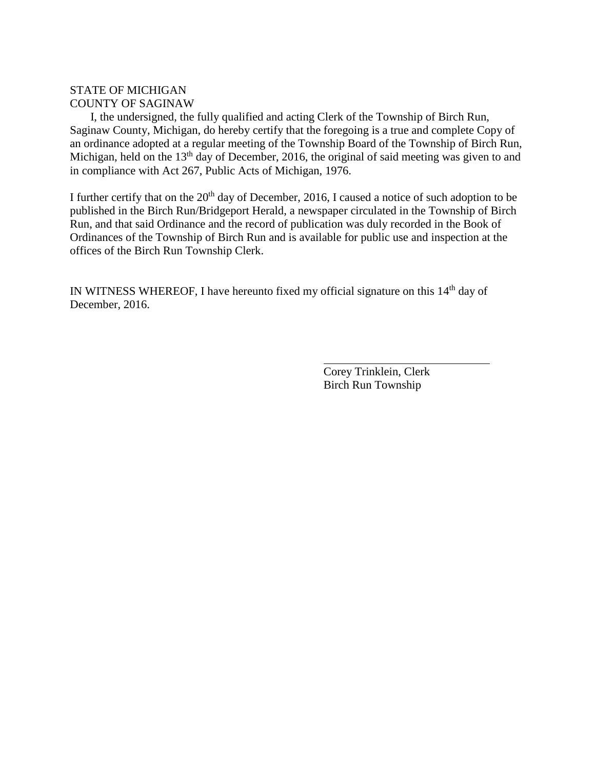STATE OF MICHIGAN
COUNTY OF SAGINAW

I, the undersigned, the fully qualified and acting Clerk of the Township of Birch Run, Saginaw County, Michigan, do hereby certify that the foregoing is a true and complete Copy of an ordinance adopted at a regular meeting of the Township Board of the Township of Birch Run, Michigan, held on the 13th day of December, 2016, the original of said meeting was given to and in compliance with Act 267, Public Acts of Michigan, 1976.

I further certify that on the 20th day of December, 2016, I caused a notice of such adoption to be published in the Birch Run/Bridgeport Herald, a newspaper circulated in the Township of Birch Run, and that said Ordinance and the record of publication was duly recorded in the Book of Ordinances of the Township of Birch Run and is available for public use and inspection at the offices of the Birch Run Township Clerk.

IN WITNESS WHEREOF, I have hereunto fixed my official signature on this 14th day of December, 2016.

\_\_\_\_\_\_\_\_\_\_\_\_\_\_\_\_\_\_\_\_\_\_\_\_\_\_\_\_\_\_

Corey Trinklein, Clerk
Birch Run Township